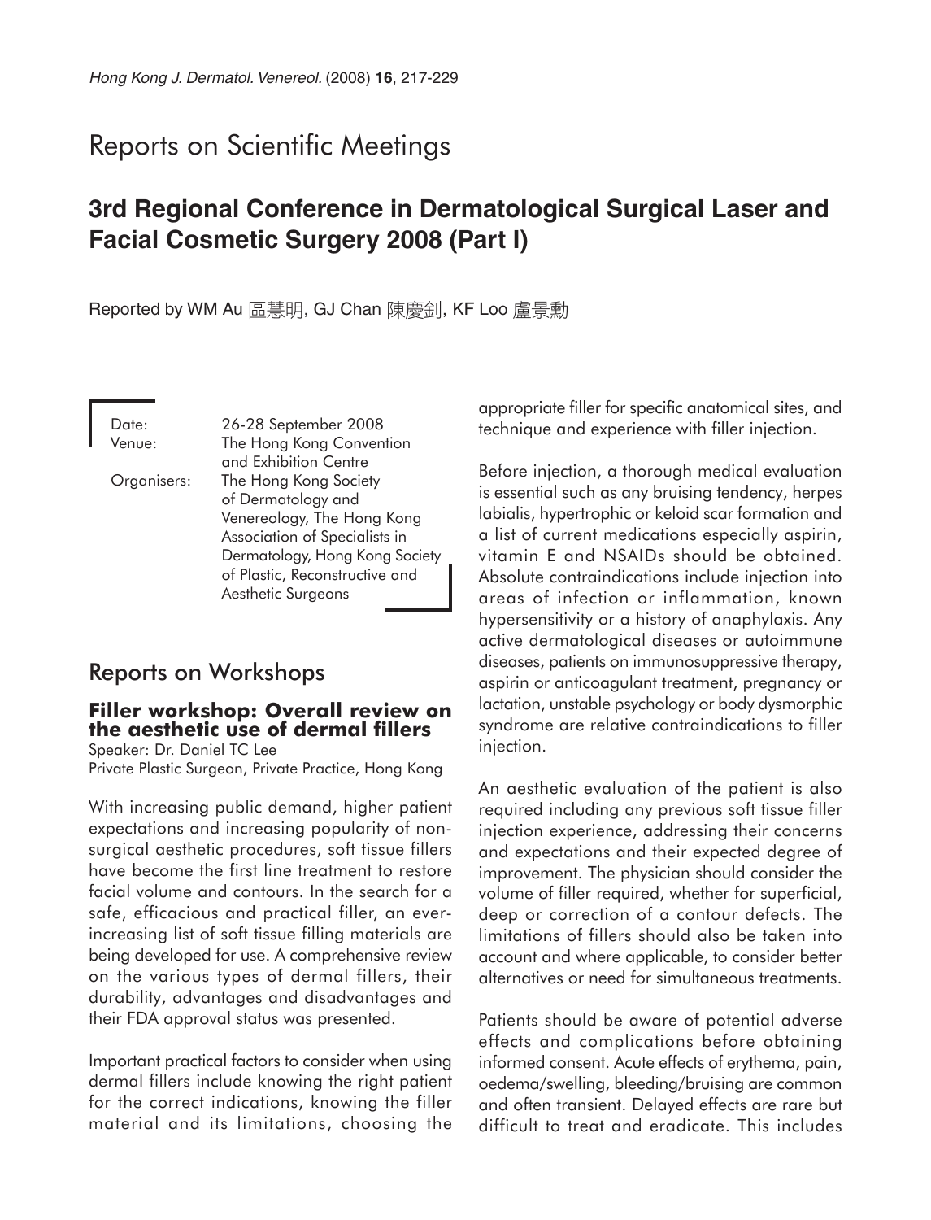# Reports on Scientific Meetings

## 3rd Regional Conference in Dermatological Surgical Laser and Facial Cosmetic Surgery 2008 (Part I)

Reported by WM Au 區慧明, GJ Chan 陳慶釗, KF Loo 盧景勳

Date: 26-28 September 2008
Venue: The Hong Kong Convention and Exhibition Centre
Organisers: The Hong Kong Society of Dermatology and Venereology, The Hong Kong Association of Specialists in Dermatology, Hong Kong Society of Plastic, Reconstructive and Aesthetic Surgeons

## Reports on Workshops

### Filler workshop: Overall review on the aesthetic use of dermal fillers

Speaker: Dr. Daniel TC Lee
Private Plastic Surgeon, Private Practice, Hong Kong

With increasing public demand, higher patient expectations and increasing popularity of non-surgical aesthetic procedures, soft tissue fillers have become the first line treatment to restore facial volume and contours. In the search for a safe, efficacious and practical filler, an ever-increasing list of soft tissue filling materials are being developed for use. A comprehensive review on the various types of dermal fillers, their durability, advantages and disadvantages and their FDA approval status was presented.

Important practical factors to consider when using dermal fillers include knowing the right patient for the correct indications, knowing the filler material and its limitations, choosing the appropriate filler for specific anatomical sites, and technique and experience with filler injection.

Before injection, a thorough medical evaluation is essential such as any bruising tendency, herpes labialis, hypertrophic or keloid scar formation and a list of current medications especially aspirin, vitamin E and NSAIDs should be obtained. Absolute contraindications include injection into areas of infection or inflammation, known hypersensitivity or a history of anaphylaxis. Any active dermatological diseases or autoimmune diseases, patients on immunosuppressive therapy, aspirin or anticoagulant treatment, pregnancy or lactation, unstable psychology or body dysmorphic syndrome are relative contraindications to filler injection.

An aesthetic evaluation of the patient is also required including any previous soft tissue filler injection experience, addressing their concerns and expectations and their expected degree of improvement. The physician should consider the volume of filler required, whether for superficial, deep or correction of a contour defects. The limitations of fillers should also be taken into account and where applicable, to consider better alternatives or need for simultaneous treatments.

Patients should be aware of potential adverse effects and complications before obtaining informed consent. Acute effects of erythema, pain, oedema/swelling, bleeding/bruising are common and often transient. Delayed effects are rare but difficult to treat and eradicate. This includes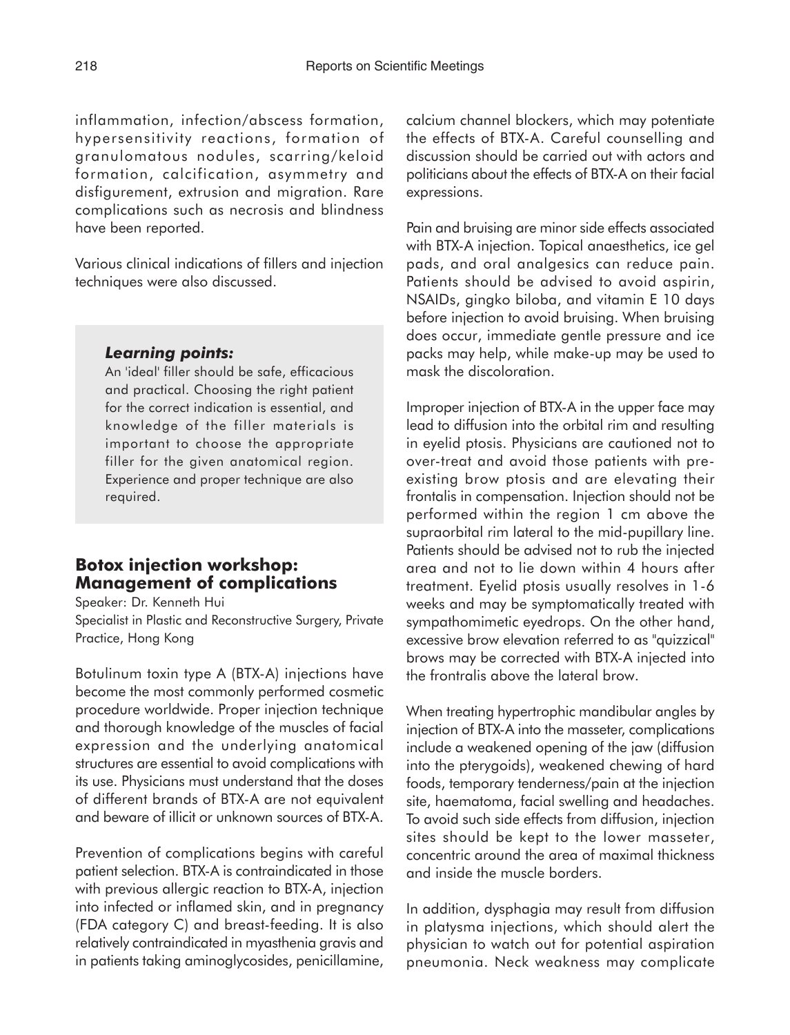inflammation, infection/abscess formation, hypersensitivity reactions, formation of granulomatous nodules, scarring/keloid formation, calcification, asymmetry and disfigurement, extrusion and migration. Rare complications such as necrosis and blindness have been reported.

Various clinical indications of fillers and injection techniques were also discussed.

> ***Learning points:***
>
> An 'ideal' filler should be safe, efficacious and practical. Choosing the right patient for the correct indication is essential, and knowledge of the filler materials is important to choose the appropriate filler for the given anatomical region. Experience and proper technique are also required.

## Botox injection workshop: Management of complications

Speaker: Dr. Kenneth Hui

Specialist in Plastic and Reconstructive Surgery, Private Practice, Hong Kong

Botulinum toxin type A (BTX-A) injections have become the most commonly performed cosmetic procedure worldwide. Proper injection technique and thorough knowledge of the muscles of facial expression and the underlying anatomical structures are essential to avoid complications with its use. Physicians must understand that the doses of different brands of BTX-A are not equivalent and beware of illicit or unknown sources of BTX-A.

Prevention of complications begins with careful patient selection. BTX-A is contraindicated in those with previous allergic reaction to BTX-A, injection into infected or inflamed skin, and in pregnancy (FDA category C) and breast-feeding. It is also relatively contraindicated in myasthenia gravis and in patients taking aminoglycosides, penicillamine, calcium channel blockers, which may potentiate the effects of BTX-A. Careful counselling and discussion should be carried out with actors and politicians about the effects of BTX-A on their facial expressions.

Pain and bruising are minor side effects associated with BTX-A injection. Topical anaesthetics, ice gel pads, and oral analgesics can reduce pain. Patients should be advised to avoid aspirin, NSAIDs, gingko biloba, and vitamin E 10 days before injection to avoid bruising. When bruising does occur, immediate gentle pressure and ice packs may help, while make-up may be used to mask the discoloration.

Improper injection of BTX-A in the upper face may lead to diffusion into the orbital rim and resulting in eyelid ptosis. Physicians are cautioned not to over-treat and avoid those patients with pre-existing brow ptosis and are elevating their frontalis in compensation. Injection should not be performed within the region 1 cm above the supraorbital rim lateral to the mid-pupillary line. Patients should be advised not to rub the injected area and not to lie down within 4 hours after treatment. Eyelid ptosis usually resolves in 1-6 weeks and may be symptomatically treated with sympathomimetic eyedrops. On the other hand, excessive brow elevation referred to as "quizzical" brows may be corrected with BTX-A injected into the frontralis above the lateral brow.

When treating hypertrophic mandibular angles by injection of BTX-A into the masseter, complications include a weakened opening of the jaw (diffusion into the pterygoids), weakened chewing of hard foods, temporary tenderness/pain at the injection site, haematoma, facial swelling and headaches. To avoid such side effects from diffusion, injection sites should be kept to the lower masseter, concentric around the area of maximal thickness and inside the muscle borders.

In addition, dysphagia may result from diffusion in platysma injections, which should alert the physician to watch out for potential aspiration pneumonia. Neck weakness may complicate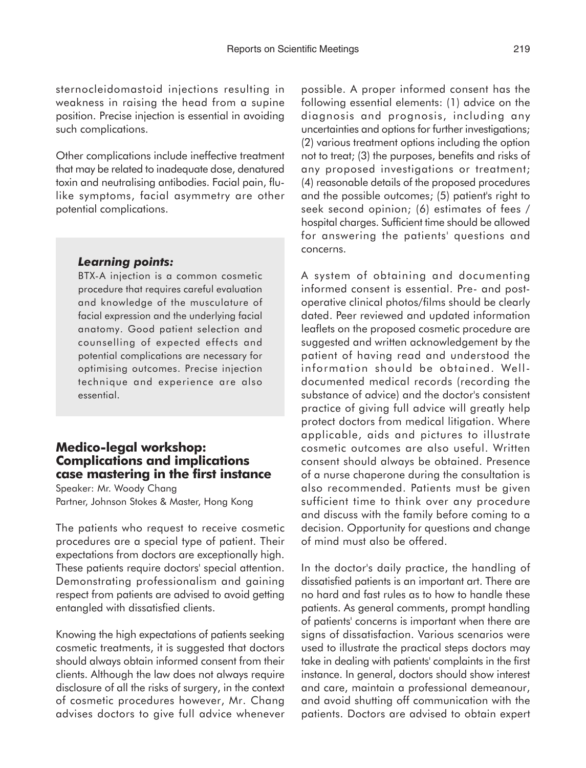sternocleidomastoid injections resulting in weakness in raising the head from a supine position. Precise injection is essential in avoiding such complications.

Other complications include ineffective treatment that may be related to inadequate dose, denatured toxin and neutralising antibodies. Facial pain, flu-like symptoms, facial asymmetry are other potential complications.

> ***Learning points:***
>
> BTX-A injection is a common cosmetic procedure that requires careful evaluation and knowledge of the musculature of facial expression and the underlying facial anatomy. Good patient selection and counselling of expected effects and potential complications are necessary for optimising outcomes. Precise injection technique and experience are also essential.

## Medico-legal workshop: Complications and implications case mastering in the first instance

Speaker: Mr. Woody Chang
Partner, Johnson Stokes & Master, Hong Kong

The patients who request to receive cosmetic procedures are a special type of patient. Their expectations from doctors are exceptionally high. These patients require doctors' special attention. Demonstrating professionalism and gaining respect from patients are advised to avoid getting entangled with dissatisfied clients.

Knowing the high expectations of patients seeking cosmetic treatments, it is suggested that doctors should always obtain informed consent from their clients. Although the law does not always require disclosure of all the risks of surgery, in the context of cosmetic procedures however, Mr. Chang advises doctors to give full advice whenever possible. A proper informed consent has the following essential elements: (1) advice on the diagnosis and prognosis, including any uncertainties and options for further investigations; (2) various treatment options including the option not to treat; (3) the purposes, benefits and risks of any proposed investigations or treatment; (4) reasonable details of the proposed procedures and the possible outcomes; (5) patient's right to seek second opinion; (6) estimates of fees / hospital charges. Sufficient time should be allowed for answering the patients' questions and concerns.

A system of obtaining and documenting informed consent is essential. Pre- and post-operative clinical photos/films should be clearly dated. Peer reviewed and updated information leaflets on the proposed cosmetic procedure are suggested and written acknowledgement by the patient of having read and understood the information should be obtained. Well-documented medical records (recording the substance of advice) and the doctor's consistent practice of giving full advice will greatly help protect doctors from medical litigation. Where applicable, aids and pictures to illustrate cosmetic outcomes are also useful. Written consent should always be obtained. Presence of a nurse chaperone during the consultation is also recommended. Patients must be given sufficient time to think over any procedure and discuss with the family before coming to a decision. Opportunity for questions and change of mind must also be offered.

In the doctor's daily practice, the handling of dissatisfied patients is an important art. There are no hard and fast rules as to how to handle these patients. As general comments, prompt handling of patients' concerns is important when there are signs of dissatisfaction. Various scenarios were used to illustrate the practical steps doctors may take in dealing with patients' complaints in the first instance. In general, doctors should show interest and care, maintain a professional demeanour, and avoid shutting off communication with the patients. Doctors are advised to obtain expert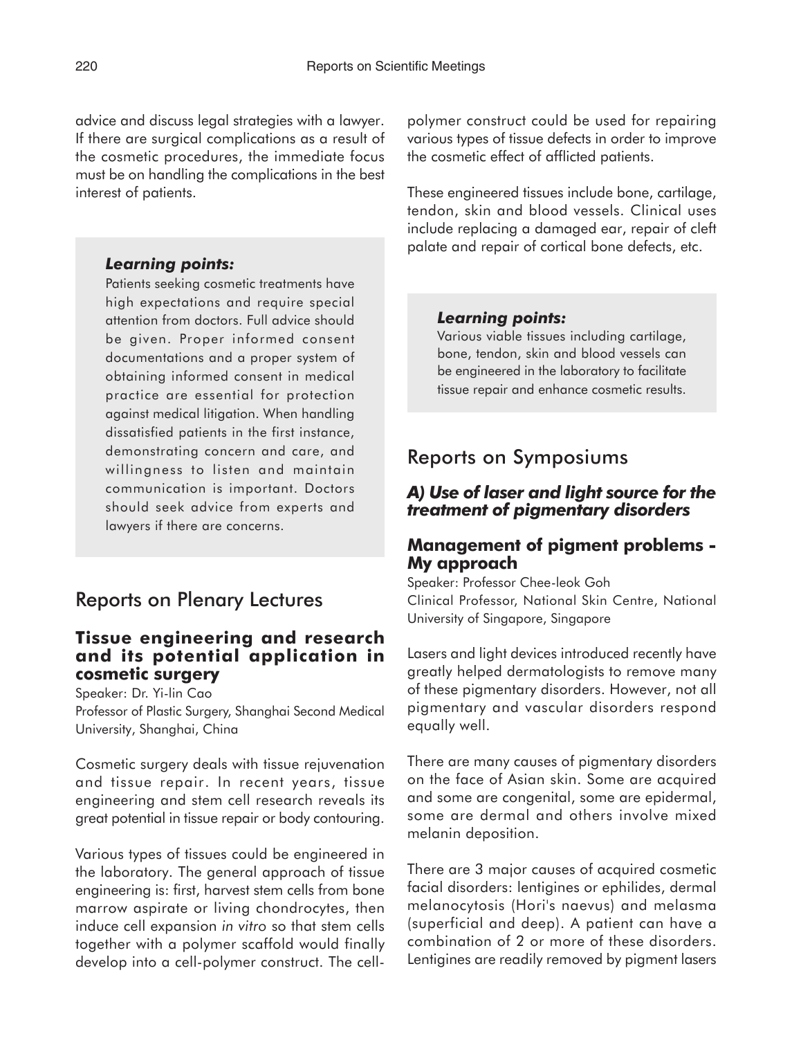advice and discuss legal strategies with a lawyer. If there are surgical complications as a result of the cosmetic procedures, the immediate focus must be on handling the complications in the best interest of patients.

> ***Learning points:***
>
> Patients seeking cosmetic treatments have high expectations and require special attention from doctors. Full advice should be given. Proper informed consent documentations and a proper system of obtaining informed consent in medical practice are essential for protection against medical litigation. When handling dissatisfied patients in the first instance, demonstrating concern and care, and willingness to listen and maintain communication is important. Doctors should seek advice from experts and lawyers if there are concerns.

## Reports on Plenary Lectures

### Tissue engineering and research and its potential application in cosmetic surgery

Speaker: Dr. Yi-lin Cao
Professor of Plastic Surgery, Shanghai Second Medical University, Shanghai, China

Cosmetic surgery deals with tissue rejuvenation and tissue repair. In recent years, tissue engineering and stem cell research reveals its great potential in tissue repair or body contouring.

Various types of tissues could be engineered in the laboratory. The general approach of tissue engineering is: first, harvest stem cells from bone marrow aspirate or living chondrocytes, then induce cell expansion *in vitro* so that stem cells together with a polymer scaffold would finally develop into a cell-polymer construct. The cell-polymer construct could be used for repairing various types of tissue defects in order to improve the cosmetic effect of afflicted patients.

These engineered tissues include bone, cartilage, tendon, skin and blood vessels. Clinical uses include replacing a damaged ear, repair of cleft palate and repair of cortical bone defects, etc.

> ***Learning points:***
>
> Various viable tissues including cartilage, bone, tendon, skin and blood vessels can be engineered in the laboratory to facilitate tissue repair and enhance cosmetic results.

## Reports on Symposiums

### *A) Use of laser and light source for the treatment of pigmentary disorders*

### Management of pigment problems - My approach

Speaker: Professor Chee-leok Goh
Clinical Professor, National Skin Centre, National University of Singapore, Singapore

Lasers and light devices introduced recently have greatly helped dermatologists to remove many of these pigmentary disorders. However, not all pigmentary and vascular disorders respond equally well.

There are many causes of pigmentary disorders on the face of Asian skin. Some are acquired and some are congenital, some are epidermal, some are dermal and others involve mixed melanin deposition.

There are 3 major causes of acquired cosmetic facial disorders: lentigines or ephilides, dermal melanocytosis (Hori's naevus) and melasma (superficial and deep). A patient can have a combination of 2 or more of these disorders. Lentigines are readily removed by pigment lasers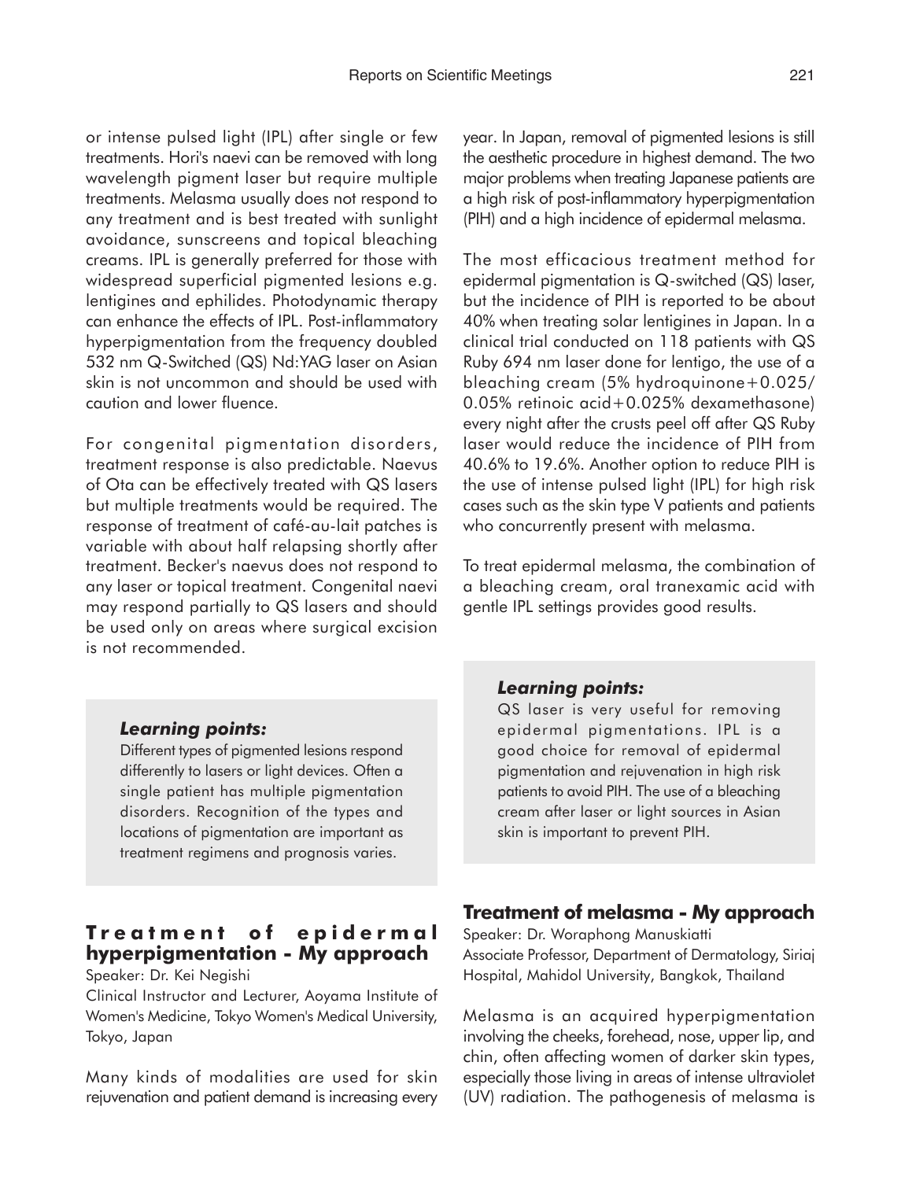or intense pulsed light (IPL) after single or few treatments. Hori's naevi can be removed with long wavelength pigment laser but require multiple treatments. Melasma usually does not respond to any treatment and is best treated with sunlight avoidance, sunscreens and topical bleaching creams. IPL is generally preferred for those with widespread superficial pigmented lesions e.g. lentigines and ephilides. Photodynamic therapy can enhance the effects of IPL. Post-inflammatory hyperpigmentation from the frequency doubled 532 nm Q-Switched (QS) Nd:YAG laser on Asian skin is not uncommon and should be used with caution and lower fluence.

For congenital pigmentation disorders, treatment response is also predictable. Naevus of Ota can be effectively treated with QS lasers but multiple treatments would be required. The response of treatment of café-au-lait patches is variable with about half relapsing shortly after treatment. Becker's naevus does not respond to any laser or topical treatment. Congenital naevi may respond partially to QS lasers and should be used only on areas where surgical excision is not recommended.

> ***Learning points:***
>
> Different types of pigmented lesions respond differently to lasers or light devices. Often a single patient has multiple pigmentation disorders. Recognition of the types and locations of pigmentation are important as treatment regimens and prognosis varies.

## Treatment of epidermal hyperpigmentation - My approach

Speaker: Dr. Kei Negishi

Clinical Instructor and Lecturer, Aoyama Institute of Women's Medicine, Tokyo Women's Medical University, Tokyo, Japan

Many kinds of modalities are used for skin rejuvenation and patient demand is increasing every year. In Japan, removal of pigmented lesions is still the aesthetic procedure in highest demand. The two major problems when treating Japanese patients are a high risk of post-inflammatory hyperpigmentation (PIH) and a high incidence of epidermal melasma.

The most efficacious treatment method for epidermal pigmentation is Q-switched (QS) laser, but the incidence of PIH is reported to be about 40% when treating solar lentigines in Japan. In a clinical trial conducted on 118 patients with QS Ruby 694 nm laser done for lentigo, the use of a bleaching cream (5% hydroquinone+0.025/ 0.05% retinoic acid+0.025% dexamethasone) every night after the crusts peel off after QS Ruby laser would reduce the incidence of PIH from 40.6% to 19.6%. Another option to reduce PIH is the use of intense pulsed light (IPL) for high risk cases such as the skin type V patients and patients who concurrently present with melasma.

To treat epidermal melasma, the combination of a bleaching cream, oral tranexamic acid with gentle IPL settings provides good results.

> ***Learning points:***
>
> QS laser is very useful for removing epidermal pigmentations. IPL is a good choice for removal of epidermal pigmentation and rejuvenation in high risk patients to avoid PIH. The use of a bleaching cream after laser or light sources in Asian skin is important to prevent PIH.

## Treatment of melasma - My approach

Speaker: Dr. Woraphong Manuskiatti

Associate Professor, Department of Dermatology, Siriaj Hospital, Mahidol University, Bangkok, Thailand

Melasma is an acquired hyperpigmentation involving the cheeks, forehead, nose, upper lip, and chin, often affecting women of darker skin types, especially those living in areas of intense ultraviolet (UV) radiation. The pathogenesis of melasma is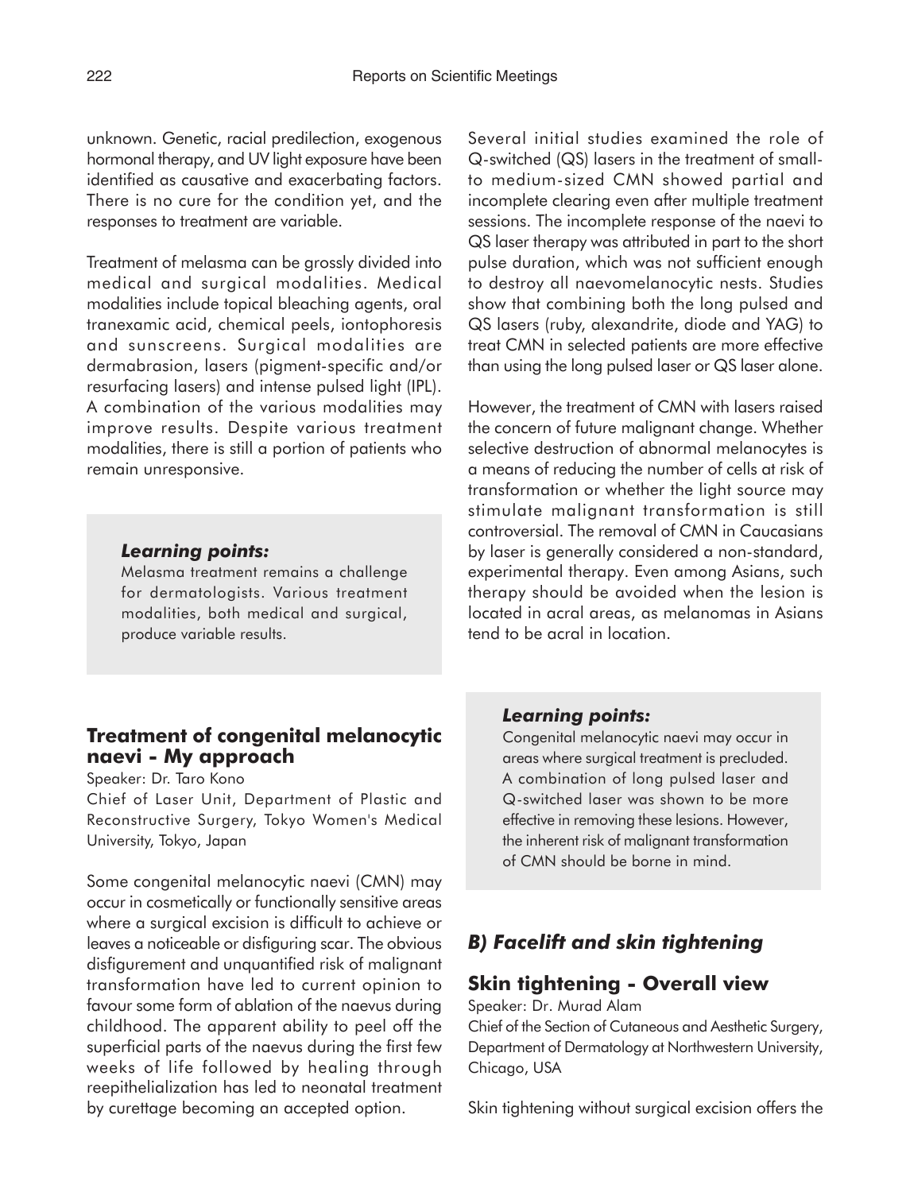unknown. Genetic, racial predilection, exogenous hormonal therapy, and UV light exposure have been identified as causative and exacerbating factors. There is no cure for the condition yet, and the responses to treatment are variable.

Treatment of melasma can be grossly divided into medical and surgical modalities. Medical modalities include topical bleaching agents, oral tranexamic acid, chemical peels, iontophoresis and sunscreens. Surgical modalities are dermabrasion, lasers (pigment-specific and/or resurfacing lasers) and intense pulsed light (IPL). A combination of the various modalities may improve results. Despite various treatment modalities, there is still a portion of patients who remain unresponsive.

> ***Learning points:***
> Melasma treatment remains a challenge for dermatologists. Various treatment modalities, both medical and surgical, produce variable results.

## Treatment of congenital melanocytic naevi - My approach

Speaker: Dr. Taro Kono

Chief of Laser Unit, Department of Plastic and Reconstructive Surgery, Tokyo Women's Medical University, Tokyo, Japan

Some congenital melanocytic naevi (CMN) may occur in cosmetically or functionally sensitive areas where a surgical excision is difficult to achieve or leaves a noticeable or disfiguring scar. The obvious disfigurement and unquantified risk of malignant transformation have led to current opinion to favour some form of ablation of the naevus during childhood. The apparent ability to peel off the superficial parts of the naevus during the first few weeks of life followed by healing through reepithelialization has led to neonatal treatment by curettage becoming an accepted option.

Several initial studies examined the role of Q-switched (QS) lasers in the treatment of small- to medium-sized CMN showed partial and incomplete clearing even after multiple treatment sessions. The incomplete response of the naevi to QS laser therapy was attributed in part to the short pulse duration, which was not sufficient enough to destroy all naevomelanocytic nests. Studies show that combining both the long pulsed and QS lasers (ruby, alexandrite, diode and YAG) to treat CMN in selected patients are more effective than using the long pulsed laser or QS laser alone.

However, the treatment of CMN with lasers raised the concern of future malignant change. Whether selective destruction of abnormal melanocytes is a means of reducing the number of cells at risk of transformation or whether the light source may stimulate malignant transformation is still controversial. The removal of CMN in Caucasians by laser is generally considered a non-standard, experimental therapy. Even among Asians, such therapy should be avoided when the lesion is located in acral areas, as melanomas in Asians tend to be acral in location.

> ***Learning points:***
> Congenital melanocytic naevi may occur in areas where surgical treatment is precluded. A combination of long pulsed laser and Q-switched laser was shown to be more effective in removing these lesions. However, the inherent risk of malignant transformation of CMN should be borne in mind.

# *B) Facelift and skin tightening*

## Skin tightening - Overall view

Speaker: Dr. Murad Alam

Chief of the Section of Cutaneous and Aesthetic Surgery, Department of Dermatology at Northwestern University, Chicago, USA

Skin tightening without surgical excision offers the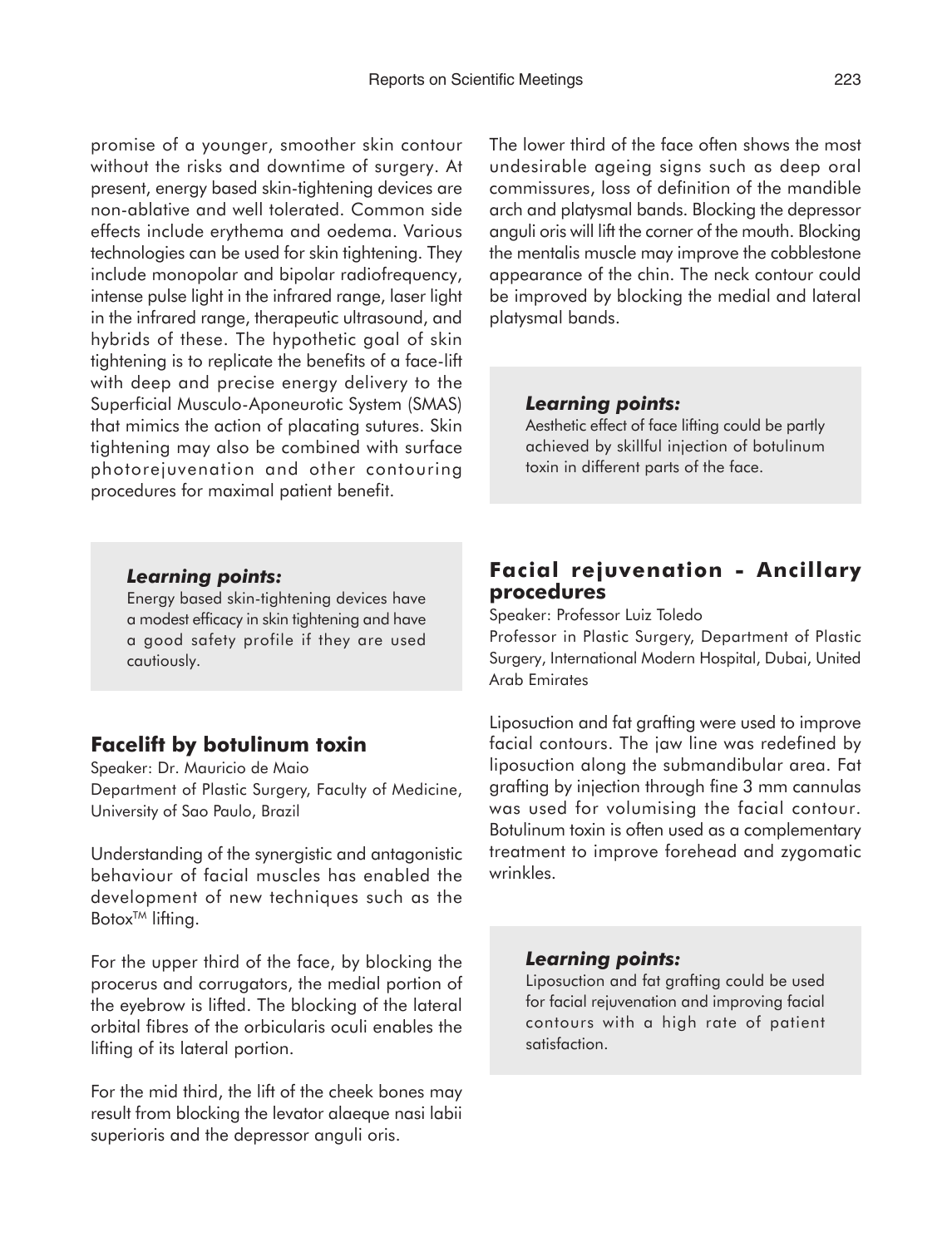promise of a younger, smoother skin contour without the risks and downtime of surgery. At present, energy based skin-tightening devices are non-ablative and well tolerated. Common side effects include erythema and oedema. Various technologies can be used for skin tightening. They include monopolar and bipolar radiofrequency, intense pulse light in the infrared range, laser light in the infrared range, therapeutic ultrasound, and hybrids of these. The hypothetic goal of skin tightening is to replicate the benefits of a face-lift with deep and precise energy delivery to the Superficial Musculo-Aponeurotic System (SMAS) that mimics the action of placating sutures. Skin tightening may also be combined with surface photorejuvenation and other contouring procedures for maximal patient benefit.

> ***Learning points:***
> Energy based skin-tightening devices have a modest efficacy in skin tightening and have a good safety profile if they are used cautiously.

## Facelift by botulinum toxin

Speaker: Dr. Mauricio de Maio
Department of Plastic Surgery, Faculty of Medicine, University of Sao Paulo, Brazil

Understanding of the synergistic and antagonistic behaviour of facial muscles has enabled the development of new techniques such as the Botox™ lifting.

For the upper third of the face, by blocking the procerus and corrugators, the medial portion of the eyebrow is lifted. The blocking of the lateral orbital fibres of the orbicularis oculi enables the lifting of its lateral portion.

For the mid third, the lift of the cheek bones may result from blocking the levator alaeque nasi labii superioris and the depressor anguli oris.

The lower third of the face often shows the most undesirable ageing signs such as deep oral commissures, loss of definition of the mandible arch and platysmal bands. Blocking the depressor anguli oris will lift the corner of the mouth. Blocking the mentalis muscle may improve the cobblestone appearance of the chin. The neck contour could be improved by blocking the medial and lateral platysmal bands.

> ***Learning points:***
> Aesthetic effect of face lifting could be partly achieved by skillful injection of botulinum toxin in different parts of the face.

## Facial rejuvenation - Ancillary procedures

Speaker: Professor Luiz Toledo
Professor in Plastic Surgery, Department of Plastic Surgery, International Modern Hospital, Dubai, United Arab Emirates

Liposuction and fat grafting were used to improve facial contours. The jaw line was redefined by liposuction along the submandibular area. Fat grafting by injection through fine 3 mm cannulas was used for volumising the facial contour. Botulinum toxin is often used as a complementary treatment to improve forehead and zygomatic wrinkles.

> ***Learning points:***
> Liposuction and fat grafting could be used for facial rejuvenation and improving facial contours with a high rate of patient satisfaction.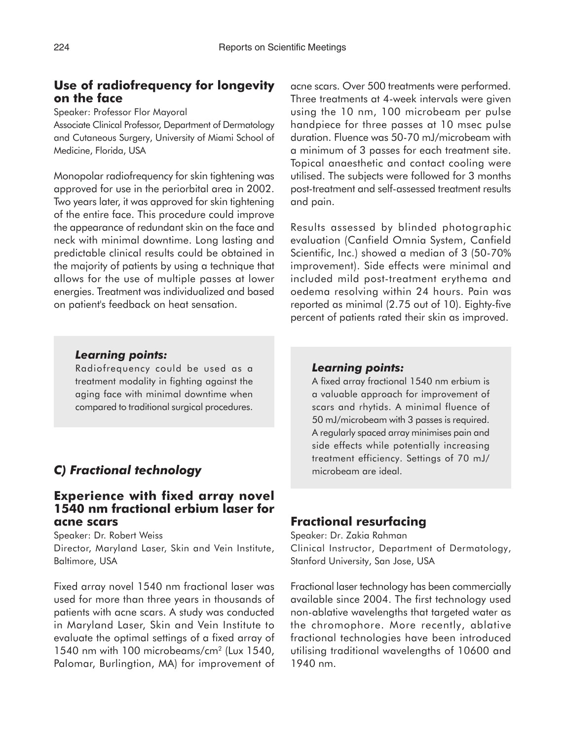## Use of radiofrequency for longevity on the face

Speaker: Professor Flor Mayoral
Associate Clinical Professor, Department of Dermatology and Cutaneous Surgery, University of Miami School of Medicine, Florida, USA

Monopolar radiofrequency for skin tightening was approved for use in the periorbital area in 2002. Two years later, it was approved for skin tightening of the entire face. This procedure could improve the appearance of redundant skin on the face and neck with minimal downtime. Long lasting and predictable clinical results could be obtained in the majority of patients by using a technique that allows for the use of multiple passes at lower energies. Treatment was individualized and based on patient's feedback on heat sensation.

> ***Learning points:***
> Radiofrequency could be used as a treatment modality in fighting against the aging face with minimal downtime when compared to traditional surgical procedures.

## *C) Fractional technology*

## Experience with fixed array novel 1540 nm fractional erbium laser for acne scars

Speaker: Dr. Robert Weiss
Director, Maryland Laser, Skin and Vein Institute, Baltimore, USA

Fixed array novel 1540 nm fractional laser was used for more than three years in thousands of patients with acne scars. A study was conducted in Maryland Laser, Skin and Vein Institute to evaluate the optimal settings of a fixed array of 1540 nm with 100 microbeams/cm$^2$ (Lux 1540, Palomar, Burlingtion, MA) for improvement of acne scars. Over 500 treatments were performed. Three treatments at 4-week intervals were given using the 10 nm, 100 microbeam per pulse handpiece for three passes at 10 msec pulse duration. Fluence was 50-70 mJ/microbeam with a minimum of 3 passes for each treatment site. Topical anaesthetic and contact cooling were utilised. The subjects were followed for 3 months post-treatment and self-assessed treatment results and pain.

Results assessed by blinded photographic evaluation (Canfield Omnia System, Canfield Scientific, Inc.) showed a median of 3 (50-70% improvement). Side effects were minimal and included mild post-treatment erythema and oedema resolving within 24 hours. Pain was reported as minimal (2.75 out of 10). Eighty-five percent of patients rated their skin as improved.

> ***Learning points:***
> A fixed array fractional 1540 nm erbium is a valuable approach for improvement of scars and rhytids. A minimal fluence of 50 mJ/microbeam with 3 passes is required. A regularly spaced array minimises pain and side effects while potentially increasing treatment efficiency. Settings of 70 mJ/ microbeam are ideal.

## Fractional resurfacing

Speaker: Dr. Zakia Rahman
Clinical Instructor, Department of Dermatology, Stanford University, San Jose, USA

Fractional laser technology has been commercially available since 2004. The first technology used non-ablative wavelengths that targeted water as the chromophore. More recently, ablative fractional technologies have been introduced utilising traditional wavelengths of 10600 and 1940 nm.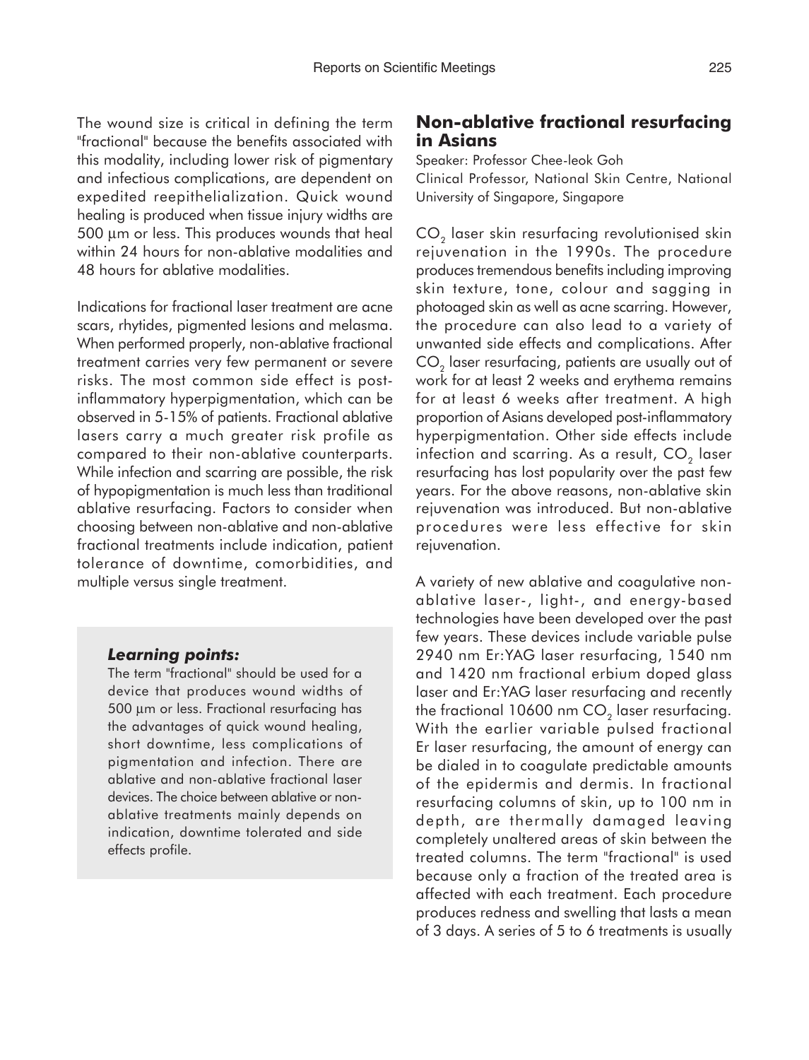The wound size is critical in defining the term "fractional" because the benefits associated with this modality, including lower risk of pigmentary and infectious complications, are dependent on expedited reepithelialization. Quick wound healing is produced when tissue injury widths are 500 µm or less. This produces wounds that heal within 24 hours for non-ablative modalities and 48 hours for ablative modalities.

Indications for fractional laser treatment are acne scars, rhytides, pigmented lesions and melasma. When performed properly, non-ablative fractional treatment carries very few permanent or severe risks. The most common side effect is post-inflammatory hyperpigmentation, which can be observed in 5-15% of patients. Fractional ablative lasers carry a much greater risk profile as compared to their non-ablative counterparts. While infection and scarring are possible, the risk of hypopigmentation is much less than traditional ablative resurfacing. Factors to consider when choosing between non-ablative and non-ablative fractional treatments include indication, patient tolerance of downtime, comorbidities, and multiple versus single treatment.

***Learning points:***

The term "fractional" should be used for a device that produces wound widths of 500 µm or less. Fractional resurfacing has the advantages of quick wound healing, short downtime, less complications of pigmentation and infection. There are ablative and non-ablative fractional laser devices. The choice between ablative or non-ablative treatments mainly depends on indication, downtime tolerated and side effects profile.

## Non-ablative fractional resurfacing in Asians

Speaker: Professor Chee-leok Goh
Clinical Professor, National Skin Centre, National University of Singapore, Singapore

$CO_2$ laser skin resurfacing revolutionised skin rejuvenation in the 1990s. The procedure produces tremendous benefits including improving skin texture, tone, colour and sagging in photoaged skin as well as acne scarring. However, the procedure can also lead to a variety of unwanted side effects and complications. After $CO_2$ laser resurfacing, patients are usually out of work for at least 2 weeks and erythema remains for at least 6 weeks after treatment. A high proportion of Asians developed post-inflammatory hyperpigmentation. Other side effects include infection and scarring. As a result, $CO_2$ laser resurfacing has lost popularity over the past few years. For the above reasons, non-ablative skin rejuvenation was introduced. But non-ablative procedures were less effective for skin rejuvenation.

A variety of new ablative and coagulative non-ablative laser-, light-, and energy-based technologies have been developed over the past few years. These devices include variable pulse 2940 nm Er:YAG laser resurfacing, 1540 nm and 1420 nm fractional erbium doped glass laser and Er:YAG laser resurfacing and recently the fractional 10600 nm $CO_2$ laser resurfacing. With the earlier variable pulsed fractional Er laser resurfacing, the amount of energy can be dialed in to coagulate predictable amounts of the epidermis and dermis. In fractional resurfacing columns of skin, up to 100 nm in depth, are thermally damaged leaving completely unaltered areas of skin between the treated columns. The term "fractional" is used because only a fraction of the treated area is affected with each treatment. Each procedure produces redness and swelling that lasts a mean of 3 days. A series of 5 to 6 treatments is usually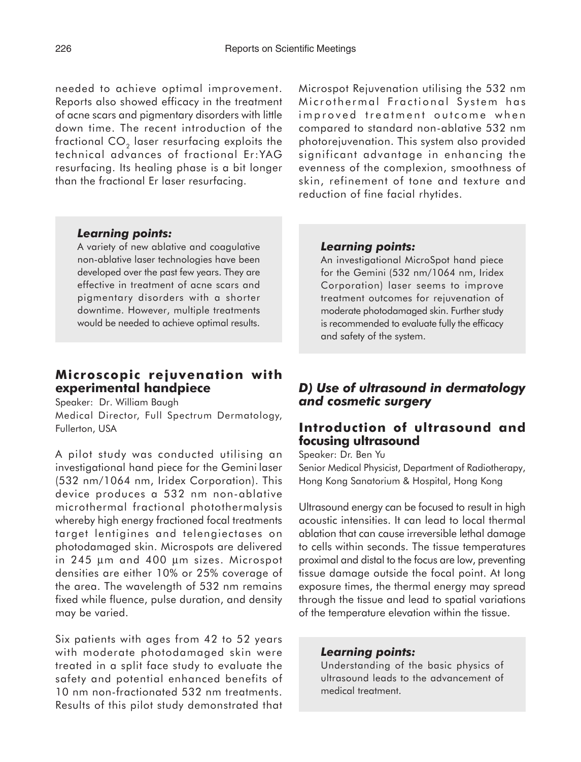needed to achieve optimal improvement. Reports also showed efficacy in the treatment of acne scars and pigmentary disorders with little down time. The recent introduction of the fractional $CO_2$ laser resurfacing exploits the technical advances of fractional Er:YAG resurfacing. Its healing phase is a bit longer than the fractional Er laser resurfacing.

> ***Learning points:***
>
> A variety of new ablative and coagulative non-ablative laser technologies have been developed over the past few years. They are effective in treatment of acne scars and pigmentary disorders with a shorter downtime. However, multiple treatments would be needed to achieve optimal results.

## Microscopic rejuvenation with experimental handpiece

Speaker: Dr. William Baugh
Medical Director, Full Spectrum Dermatology, Fullerton, USA

A pilot study was conducted utilising an investigational hand piece for the Gemini laser (532 nm/1064 nm, Iridex Corporation). This device produces a 532 nm non-ablative microthermal fractional photothermalysis whereby high energy fractioned focal treatments target lentigines and telengiectases on photodamaged skin. Microspots are delivered in 245 µm and 400 µm sizes. Microspot densities are either 10% or 25% coverage of the area. The wavelength of 532 nm remains fixed while fluence, pulse duration, and density may be varied.

Six patients with ages from 42 to 52 years with moderate photodamaged skin were treated in a split face study to evaluate the safety and potential enhanced benefits of 10 nm non-fractionated 532 nm treatments. Results of this pilot study demonstrated that Microspot Rejuvenation utilising the 532 nm Microthermal Fractional System has improved treatment outcome when compared to standard non-ablative 532 nm photorejuvenation. This system also provided significant advantage in enhancing the evenness of the complexion, smoothness of skin, refinement of tone and texture and reduction of fine facial rhytides.

> ***Learning points:***
>
> An investigational MicroSpot hand piece for the Gemini (532 nm/1064 nm, Iridex Corporation) laser seems to improve treatment outcomes for rejuvenation of moderate photodamaged skin. Further study is recommended to evaluate fully the efficacy and safety of the system.

## *D) Use of ultrasound in dermatology and cosmetic surgery*

## Introduction of ultrasound and focusing ultrasound

Speaker: Dr. Ben Yu
Senior Medical Physicist, Department of Radiotherapy, Hong Kong Sanatorium & Hospital, Hong Kong

Ultrasound energy can be focused to result in high acoustic intensities. It can lead to local thermal ablation that can cause irreversible lethal damage to cells within seconds. The tissue temperatures proximal and distal to the focus are low, preventing tissue damage outside the focal point. At long exposure times, the thermal energy may spread through the tissue and lead to spatial variations of the temperature elevation within the tissue.

> ***Learning points:***
>
> Understanding of the basic physics of ultrasound leads to the advancement of medical treatment.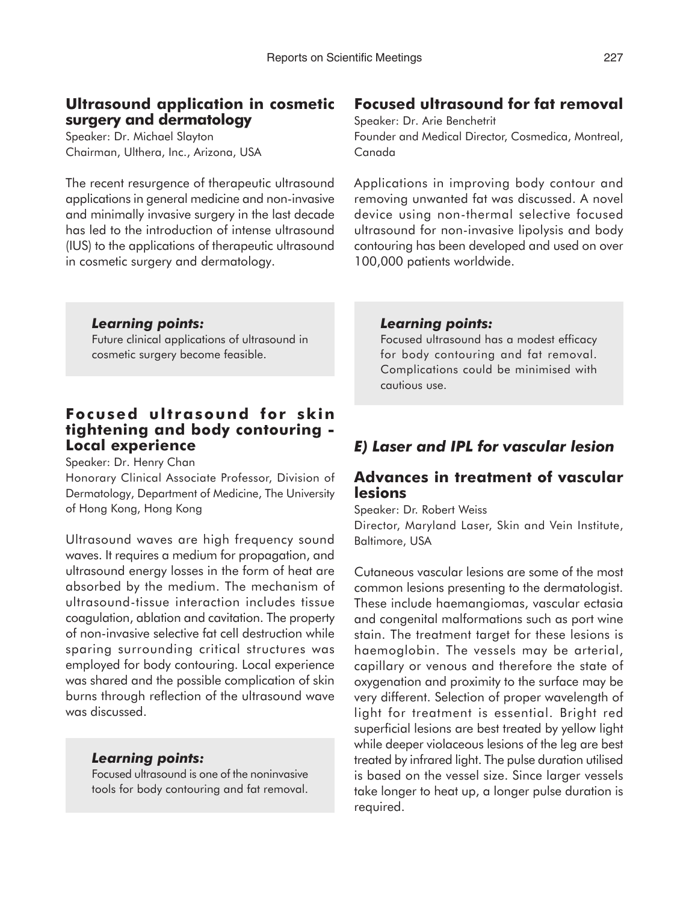## Ultrasound application in cosmetic surgery and dermatology

Speaker: Dr. Michael Slayton
Chairman, Ulthera, Inc., Arizona, USA

The recent resurgence of therapeutic ultrasound applications in general medicine and non-invasive and minimally invasive surgery in the last decade has led to the introduction of intense ultrasound (IUS) to the applications of therapeutic ultrasound in cosmetic surgery and dermatology.

> ***Learning points:***
> Future clinical applications of ultrasound in cosmetic surgery become feasible.

## Focused ultrasound for skin tightening and body contouring - Local experience

Speaker: Dr. Henry Chan
Honorary Clinical Associate Professor, Division of Dermatology, Department of Medicine, The University of Hong Kong, Hong Kong

Ultrasound waves are high frequency sound waves. It requires a medium for propagation, and ultrasound energy losses in the form of heat are absorbed by the medium. The mechanism of ultrasound-tissue interaction includes tissue coagulation, ablation and cavitation. The property of non-invasive selective fat cell destruction while sparing surrounding critical structures was employed for body contouring. Local experience was shared and the possible complication of skin burns through reflection of the ultrasound wave was discussed.

> ***Learning points:***
> Focused ultrasound is one of the noninvasive tools for body contouring and fat removal.

## Focused ultrasound for fat removal

Speaker: Dr. Arie Benchetrit
Founder and Medical Director, Cosmedica, Montreal, Canada

Applications in improving body contour and removing unwanted fat was discussed. A novel device using non-thermal selective focused ultrasound for non-invasive lipolysis and body contouring has been developed and used on over 100,000 patients worldwide.

> ***Learning points:***
> Focused ultrasound has a modest efficacy for body contouring and fat removal. Complications could be minimised with cautious use.

# *E) Laser and IPL for vascular lesion*

## Advances in treatment of vascular lesions

Speaker: Dr. Robert Weiss
Director, Maryland Laser, Skin and Vein Institute, Baltimore, USA

Cutaneous vascular lesions are some of the most common lesions presenting to the dermatologist. These include haemangiomas, vascular ectasia and congenital malformations such as port wine stain. The treatment target for these lesions is haemoglobin. The vessels may be arterial, capillary or venous and therefore the state of oxygenation and proximity to the surface may be very different. Selection of proper wavelength of light for treatment is essential. Bright red superficial lesions are best treated by yellow light while deeper violaceous lesions of the leg are best treated by infrared light. The pulse duration utilised is based on the vessel size. Since larger vessels take longer to heat up, a longer pulse duration is required.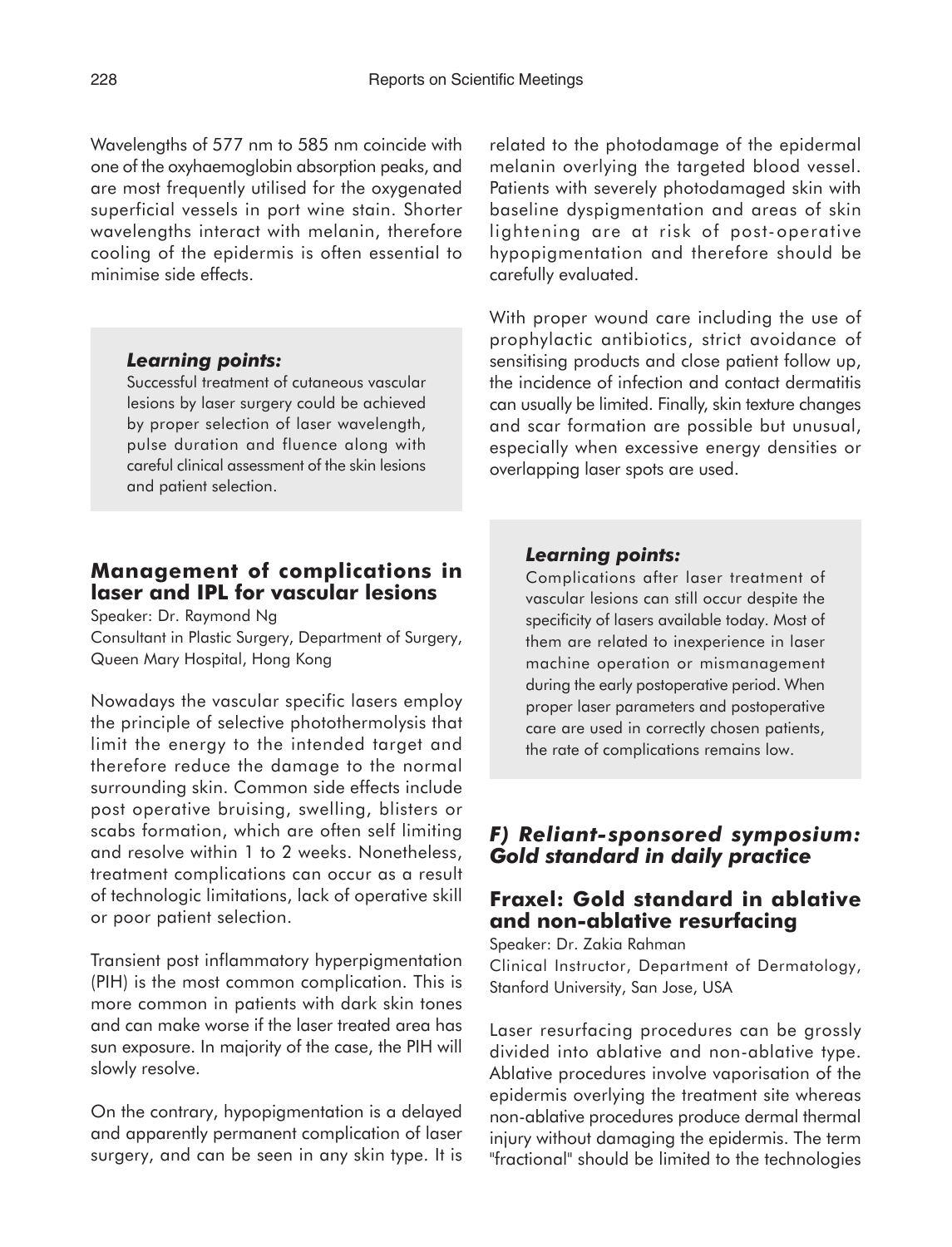Wavelengths of 577 nm to 585 nm coincide with one of the oxyhaemoglobin absorption peaks, and are most frequently utilised for the oxygenated superficial vessels in port wine stain. Shorter wavelengths interact with melanin, therefore cooling of the epidermis is often essential to minimise side effects.

> ***Learning points:***
> Successful treatment of cutaneous vascular lesions by laser surgery could be achieved by proper selection of laser wavelength, pulse duration and fluence along with careful clinical assessment of the skin lesions and patient selection.

## Management of complications in laser and IPL for vascular lesions

Speaker: Dr. Raymond Ng
Consultant in Plastic Surgery, Department of Surgery, Queen Mary Hospital, Hong Kong

Nowadays the vascular specific lasers employ the principle of selective photothermolysis that limit the energy to the intended target and therefore reduce the damage to the normal surrounding skin. Common side effects include post operative bruising, swelling, blisters or scabs formation, which are often self limiting and resolve within 1 to 2 weeks. Nonetheless, treatment complications can occur as a result of technologic limitations, lack of operative skill or poor patient selection.

Transient post inflammatory hyperpigmentation (PIH) is the most common complication. This is more common in patients with dark skin tones and can make worse if the laser treated area has sun exposure. In majority of the case, the PIH will slowly resolve.

On the contrary, hypopigmentation is a delayed and apparently permanent complication of laser surgery, and can be seen in any skin type. It is related to the photodamage of the epidermal melanin overlying the targeted blood vessel. Patients with severely photodamaged skin with baseline dyspigmentation and areas of skin lightening are at risk of post-operative hypopigmentation and therefore should be carefully evaluated.

With proper wound care including the use of prophylactic antibiotics, strict avoidance of sensitising products and close patient follow up, the incidence of infection and contact dermatitis can usually be limited. Finally, skin texture changes and scar formation are possible but unusual, especially when excessive energy densities or overlapping laser spots are used.

> ***Learning points:***
> Complications after laser treatment of vascular lesions can still occur despite the specificity of lasers available today. Most of them are related to inexperience in laser machine operation or mismanagement during the early postoperative period. When proper laser parameters and postoperative care are used in correctly chosen patients, the rate of complications remains low.

## *F) Reliant-sponsored symposium: Gold standard in daily practice*

## Fraxel: Gold standard in ablative and non-ablative resurfacing

Speaker: Dr. Zakia Rahman
Clinical Instructor, Department of Dermatology, Stanford University, San Jose, USA

Laser resurfacing procedures can be grossly divided into ablative and non-ablative type. Ablative procedures involve vaporisation of the epidermis overlying the treatment site whereas non-ablative procedures produce dermal thermal injury without damaging the epidermis. The term "fractional" should be limited to the technologies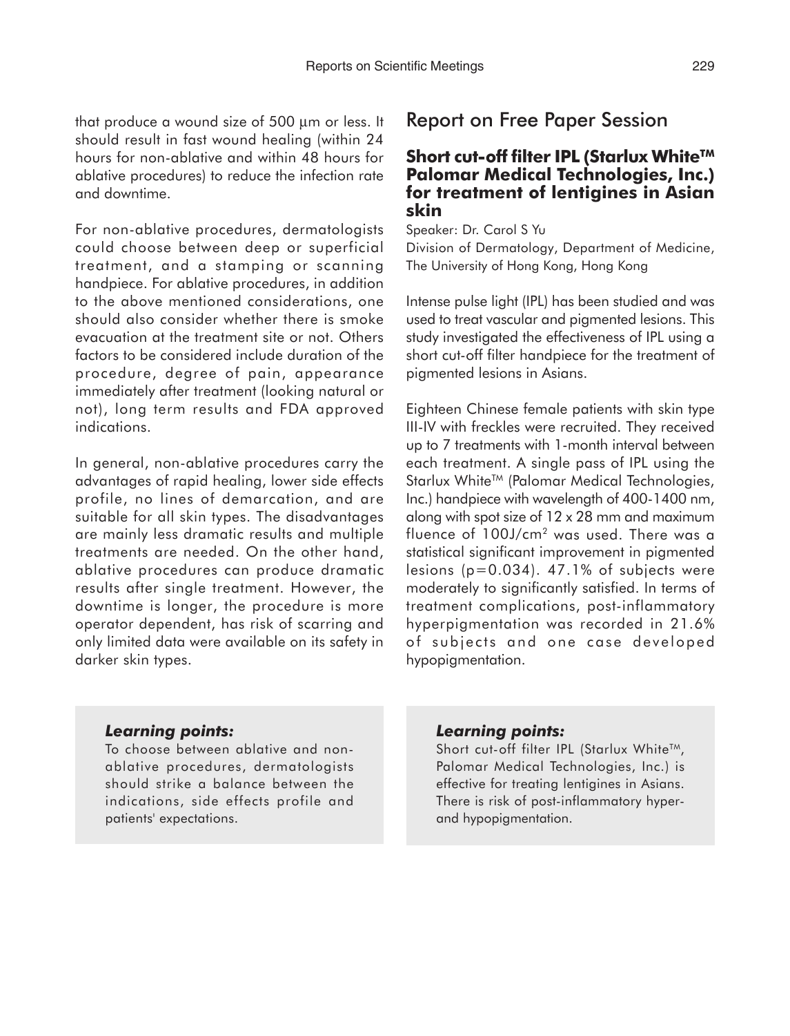that produce a wound size of 500 µm or less. It should result in fast wound healing (within 24 hours for non-ablative and within 48 hours for ablative procedures) to reduce the infection rate and downtime.

For non-ablative procedures, dermatologists could choose between deep or superficial treatment, and a stamping or scanning handpiece. For ablative procedures, in addition to the above mentioned considerations, one should also consider whether there is smoke evacuation at the treatment site or not. Others factors to be considered include duration of the procedure, degree of pain, appearance immediately after treatment (looking natural or not), long term results and FDA approved indications.

In general, non-ablative procedures carry the advantages of rapid healing, lower side effects profile, no lines of demarcation, and are suitable for all skin types. The disadvantages are mainly less dramatic results and multiple treatments are needed. On the other hand, ablative procedures can produce dramatic results after single treatment. However, the downtime is longer, the procedure is more operator dependent, has risk of scarring and only limited data were available on its safety in darker skin types.

> ***Learning points:***
> To choose between ablative and non-ablative procedures, dermatologists should strike a balance between the indications, side effects profile and patients' expectations.

## Report on Free Paper Session

### Short cut-off filter IPL (Starlux White™ Palomar Medical Technologies, Inc.) for treatment of lentigines in Asian skin

Speaker: Dr. Carol S Yu

Division of Dermatology, Department of Medicine, The University of Hong Kong, Hong Kong

Intense pulse light (IPL) has been studied and was used to treat vascular and pigmented lesions. This study investigated the effectiveness of IPL using a short cut-off filter handpiece for the treatment of pigmented lesions in Asians.

Eighteen Chinese female patients with skin type III-IV with freckles were recruited. They received up to 7 treatments with 1-month interval between each treatment. A single pass of IPL using the Starlux White™ (Palomar Medical Technologies, Inc.) handpiece with wavelength of 400-1400 nm, along with spot size of 12 x 28 mm and maximum fluence of 100J/cm$^2$ was used. There was a statistical significant improvement in pigmented lesions ($p=0.034$). 47.1% of subjects were moderately to significantly satisfied. In terms of treatment complications, post-inflammatory hyperpigmentation was recorded in 21.6% of subjects and one case developed hypopigmentation.

> ***Learning points:***
> Short cut-off filter IPL (Starlux White™, Palomar Medical Technologies, Inc.) is effective for treating lentigines in Asians. There is risk of post-inflammatory hyper- and hypopigmentation.